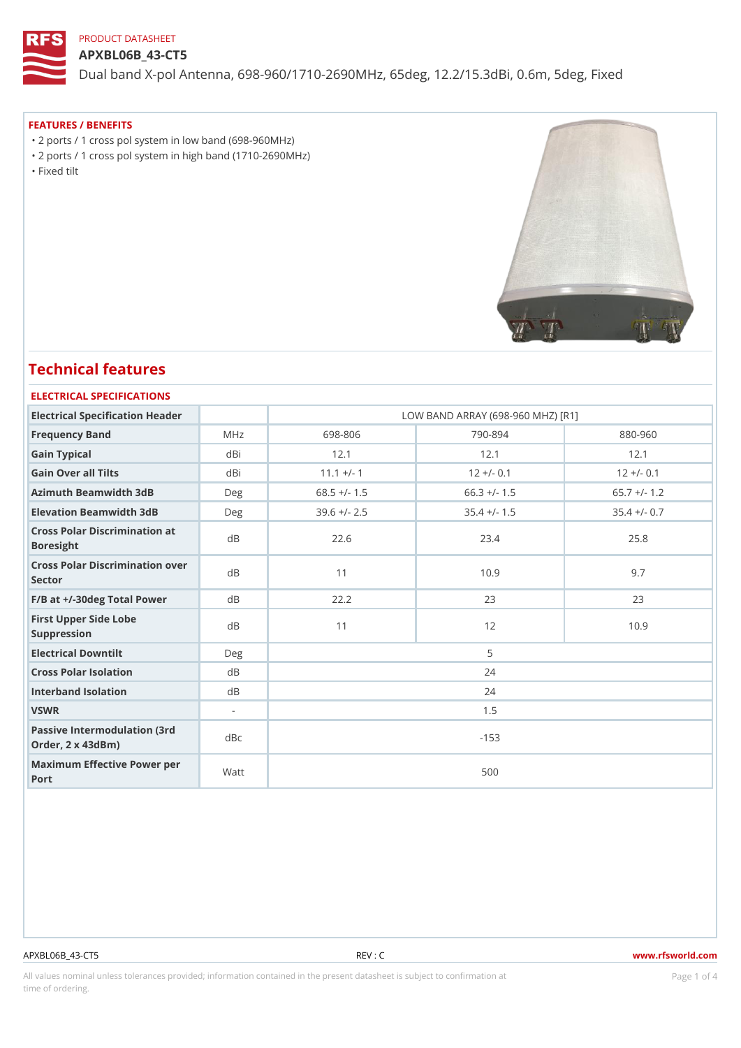PRODUCT DATASHEET

# APXBL06B_43-CT5

Dual band X-pol Antenna, 698-960/1710-2690MHz, 65deg, 12.2/15.3dBi, 0.6m, 5deg, Fixed

### FEATURES / BENEFITS

- 2 ports / 1 cross pol system in low band (698-960MHz)
- 2 ports / 1 cross pol system in high band (1710-2690MHz)
- Fixed tilt

## Technical features

### ELECTRICAL SPECIFICATIONS

| Electrical Specification Header | | LOW BAND ARRAY (698-960 MHZ) [R1] | | |
|---|---|---|---|---|
| Frequency Band | MHz | 698-806 | 790-894 | 880-960 |
| Gain Typical | dBi | 12.1 | 12.1 | 12.1 |
| Gain Over all Tilts | dBi | 11.1 +/- 1 | 12 +/- 0.1 | 12 +/- 0.1 |
| Azimuth Beamwidth 3dB | Deg | 68.5 +/- 1.5 | 66.3 +/- 1.5 | 65.7 +/- 1.2 |
| Elevation Beamwidth 3dB | Deg | 39.6 +/- 2.5 | 35.4 +/- 1.5 | 35.4 +/- 0.7 |
| Cross Polar Discrimination at Boresight | dB | 22.6 | 23.4 | 25.8 |
| Cross Polar Discrimination over Sector | dB | 11 | 10.9 | 9.7 |
| F/B at +/-30deg Total Power | dB | 22.2 | 23 | 23 |
| First Upper Side Lobe Suppression | dB | 11 | 12 | 10.9 |
| Electrical Downtilt | Deg | 5 | | |
| Cross Polar Isolation | dB | 24 | | |
| Interband Isolation | dB | 24 | | |
| VSWR | - | 1.5 | | |
| Passive Intermodulation (3rd Order, 2 x 43dBm) | dBc | -153 | | |
| Maximum Effective Power per Port | Watt | 500 | | |

All values nominal unless tolerances provided; information contained in the present datasheet is subject to confirmation at time of ordering.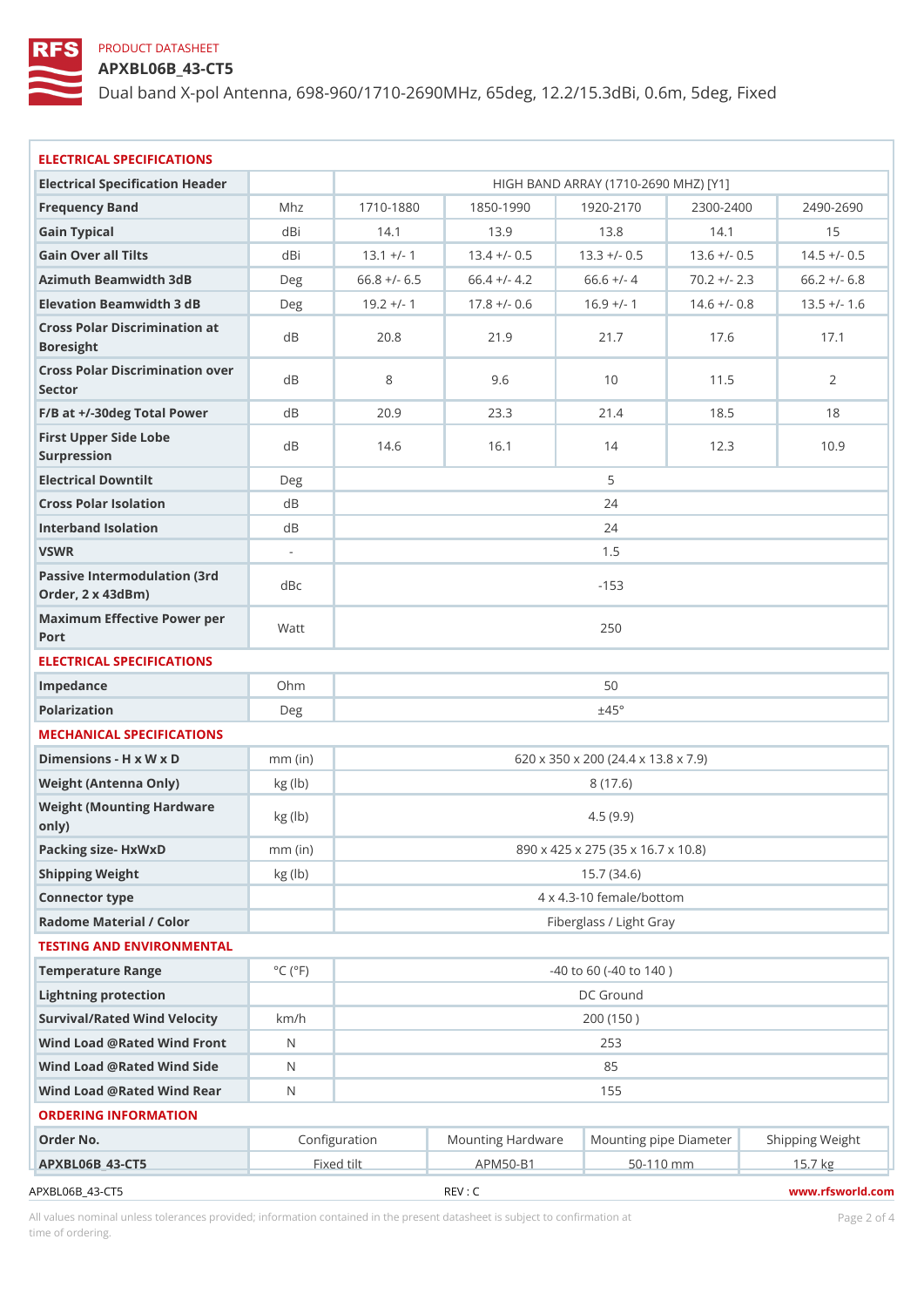PRODUCT DATASHEET

# APXBL06B_43-CT5

Dual band X-pol Antenna, 698-960/1710-2690MHz, 65deg, 12.2/15.3dBi, 0.6m, 5deg, Fixed

## ELECTRICAL SPECIFICATIONS

| Electrical Specification Header | | HIGH BAND ARRAY (1710-2690 MHZ) [Y1] | | | | |
|---|---|---|---|---|---|---|
| Frequency Band | Mhz | 1710-1880 | 1850-1990 | 1920-2170 | 2300-2400 | 2490-2690 |
| Gain Typical | dBi | 14.1 | 13.9 | 13.8 | 14.1 | 15 |
| Gain Over all Tilts | dBi | 13.1 +/- 1 | 13.4 +/- 0.5 | 13.3 +/- 0.5 | 13.6 +/- 0.5 | 14.5 +/- 0.5 |
| Azimuth Beamwidth 3dB | Deg | 66.8 +/- 6.5 | 66.4 +/- 4.2 | 66.6 +/- 4 | 70.2 +/- 2.3 | 66.2 +/- 6.8 |
| Elevation Beamwidth 3 dB | Deg | 19.2 +/- 1 | 17.8 +/- 0.6 | 16.9 +/- 1 | 14.6 +/- 0.8 | 13.5 +/- 1.6 |
| Cross Polar Discrimination at Boresight | dB | 20.8 | 21.9 | 21.7 | 17.6 | 17.1 |
| Cross Polar Discrimination over Sector | dB | 8 | 9.6 | 10 | 11.5 | 2 |
| F/B at +/-30deg Total Power | dB | 20.9 | 23.3 | 21.4 | 18.5 | 18 |
| First Upper Side Lobe Surpression | dB | 14.6 | 16.1 | 14 | 12.3 | 10.9 |
| Electrical Downtilt | Deg | 5 | | | | |
| Cross Polar Isolation | dB | 24 | | | | |
| Interband Isolation | dB | 24 | | | | |
| VSWR | - | 1.5 | | | | |
| Passive Intermodulation (3rd Order, 2 x 43dBm) | dBc | -153 | | | | |
| Maximum Effective Power per Port | Watt | 250 | | | | |

## ELECTRICAL SPECIFICATIONS

| | | |
|---|---|---|
| Impedance | Ohm | 50 |
| Polarization | Deg | ±45° |

## MECHANICAL SPECIFICATIONS

| | | |
|---|---|---|
| Dimensions - H x W x D | mm (in) | 620 x 350 x 200 (24.4 x 13.8 x 7.9) |
| Weight (Antenna Only) | kg (lb) | 8 (17.6) |
| Weight (Mounting Hardware only) | kg (lb) | 4.5 (9.9) |
| Packing size- HxWxD | mm (in) | 890 x 425 x 275 (35 x 16.7 x 10.8) |
| Shipping Weight | kg (lb) | 15.7 (34.6) |
| Connector type | | 4 x 4.3-10 female/bottom |
| Radome Material / Color | | Fiberglass / Light Gray |

## TESTING AND ENVIRONMENTAL

| | | |
|---|---|---|
| Temperature Range | °C (°F) | -40 to 60 (-40 to 140 ) |
| Lightning protection | | DC Ground |
| Survival/Rated Wind Velocity | km/h | 200 (150 ) |
| Wind Load @Rated Wind Front | N | 253 |
| Wind Load @Rated Wind Side | N | 85 |
| Wind Load @Rated Wind Rear | N | 155 |

## ORDERING INFORMATION

| Order No. | Configuration | Mounting Hardware | Mounting pipe Diameter | Shipping Weight |
|---|---|---|---|---|
| APXBL06B_43-CT5 | Fixed tilt | APM50-B1 | 50-110 mm | 15.7 kg |

APXBL06B_43-CT5 REV : C www.rfsworld.com

All values nominal unless tolerances provided; information contained in the present datasheet is subject to confirmation at time of ordering.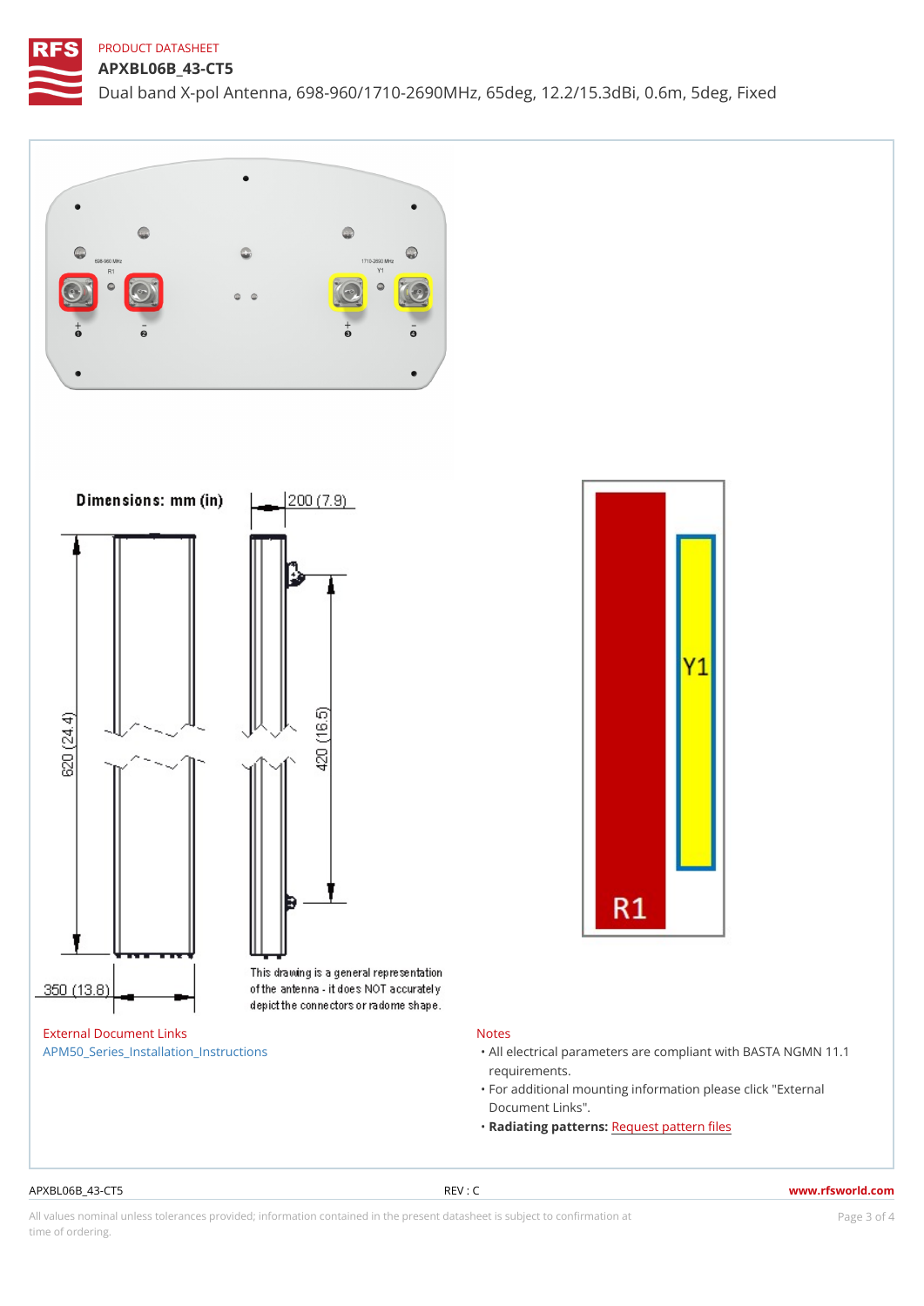PRODUCT DATASHEET

# APXBL06B_43-CT5

Dual band X-pol Antenna, 698-960/1710-2690MHz, 65deg, 12.2/15.3dBi, 0.6m, 5deg, Fixed

698-960 MHz R1

1710-2690 MHz Y1

Dimensions: mm (in)

200 (7.9)

620 (24.4)

420 (16.5)

350 (13.8)

This drawing is a general representation of the antenna - it does NOT accurately depict the connectors or radome shape.

Y1

R1

## External Document Links

APM50_Series_Installation_Instructions

## Notes

- All electrical parameters are compliant with BASTA NGMN 11.1 requirements.
- For additional mounting information please click "External Document Links".
- **Radiating patterns:** Request pattern files

APXBL06B_43-CT5 REV : C www.rfsworld.com

All values nominal unless tolerances provided; information contained in the present datasheet is subject to confirmation at time of ordering.